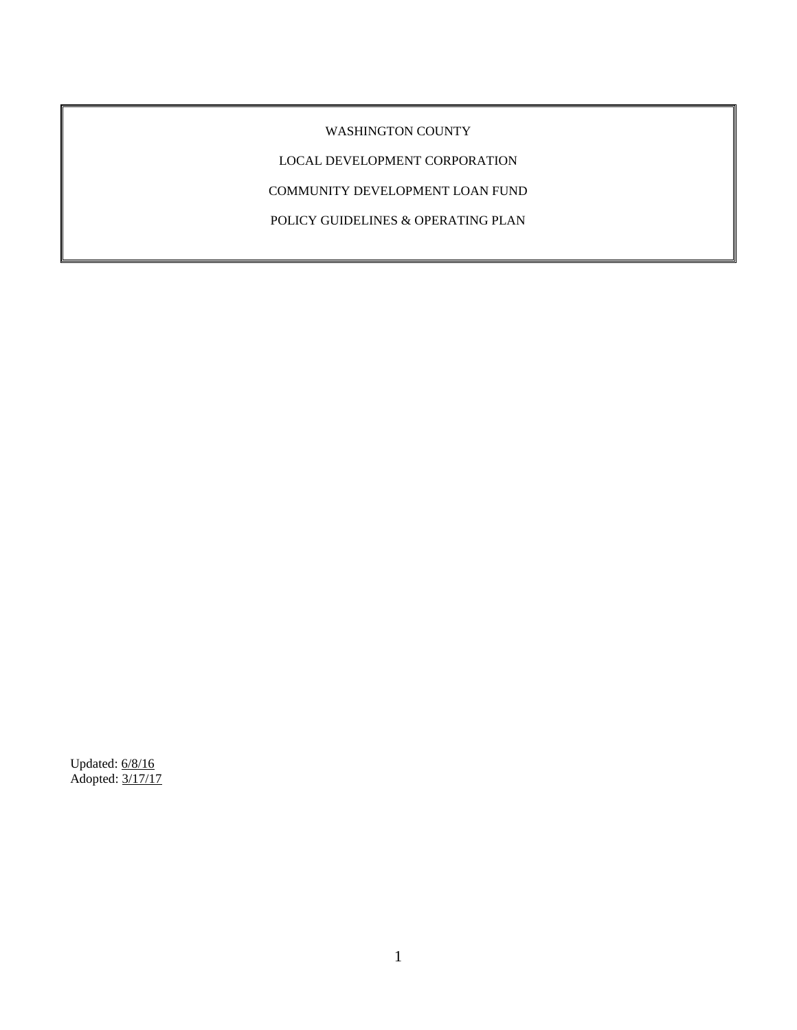# WASHINGTON COUNTY

# LOCAL DEVELOPMENT CORPORATION

# COMMUNITY DEVELOPMENT LOAN FUND

# POLICY GUIDELINES & OPERATING PLAN

Updated: 6/8/16
Adopted: 3/17/17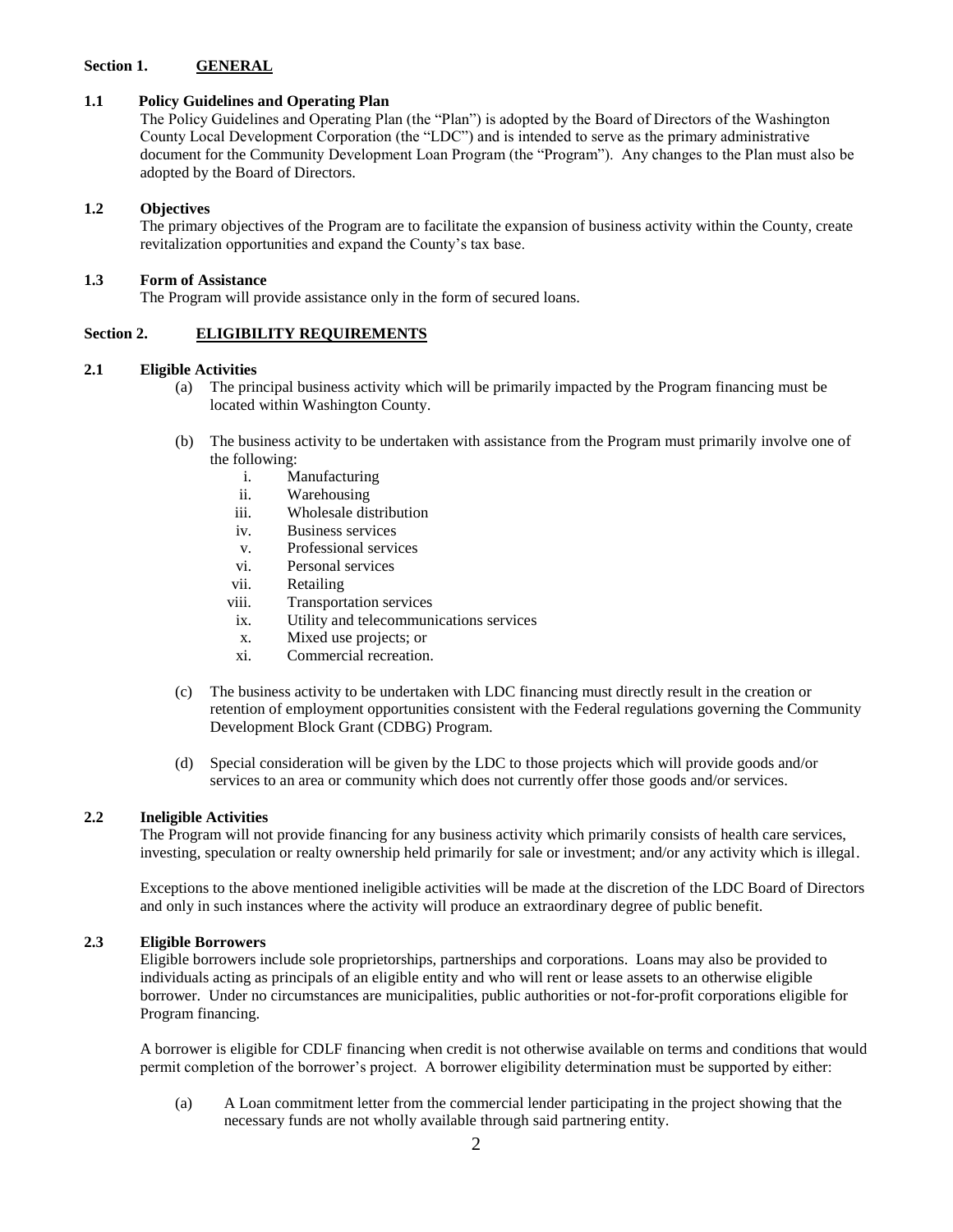## Section 1. GENERAL

### 1.1 Policy Guidelines and Operating Plan

The Policy Guidelines and Operating Plan (the "Plan") is adopted by the Board of Directors of the Washington County Local Development Corporation (the "LDC") and is intended to serve as the primary administrative document for the Community Development Loan Program (the "Program"). Any changes to the Plan must also be adopted by the Board of Directors.

### 1.2 Objectives

The primary objectives of the Program are to facilitate the expansion of business activity within the County, create revitalization opportunities and expand the County's tax base.

### 1.3 Form of Assistance

The Program will provide assistance only in the form of secured loans.

## Section 2. ELIGIBILITY REQUIREMENTS

### 2.1 Eligible Activities

(a) The principal business activity which will be primarily impacted by the Program financing must be located within Washington County.

(b) The business activity to be undertaken with assistance from the Program must primarily involve one of the following:

i. Manufacturing
ii. Warehousing
iii. Wholesale distribution
iv. Business services
v. Professional services
vi. Personal services
vii. Retailing
viii. Transportation services
ix. Utility and telecommunications services
x. Mixed use projects; or
xi. Commercial recreation.

(c) The business activity to be undertaken with LDC financing must directly result in the creation or retention of employment opportunities consistent with the Federal regulations governing the Community Development Block Grant (CDBG) Program.

(d) Special consideration will be given by the LDC to those projects which will provide goods and/or services to an area or community which does not currently offer those goods and/or services.

### 2.2 Ineligible Activities

The Program will not provide financing for any business activity which primarily consists of health care services, investing, speculation or realty ownership held primarily for sale or investment; and/or any activity which is illegal.

Exceptions to the above mentioned ineligible activities will be made at the discretion of the LDC Board of Directors and only in such instances where the activity will produce an extraordinary degree of public benefit.

### 2.3 Eligible Borrowers

Eligible borrowers include sole proprietorships, partnerships and corporations. Loans may also be provided to individuals acting as principals of an eligible entity and who will rent or lease assets to an otherwise eligible borrower. Under no circumstances are municipalities, public authorities or not-for-profit corporations eligible for Program financing.

A borrower is eligible for CDLF financing when credit is not otherwise available on terms and conditions that would permit completion of the borrower's project. A borrower eligibility determination must be supported by either:

(a) A Loan commitment letter from the commercial lender participating in the project showing that the necessary funds are not wholly available through said partnering entity.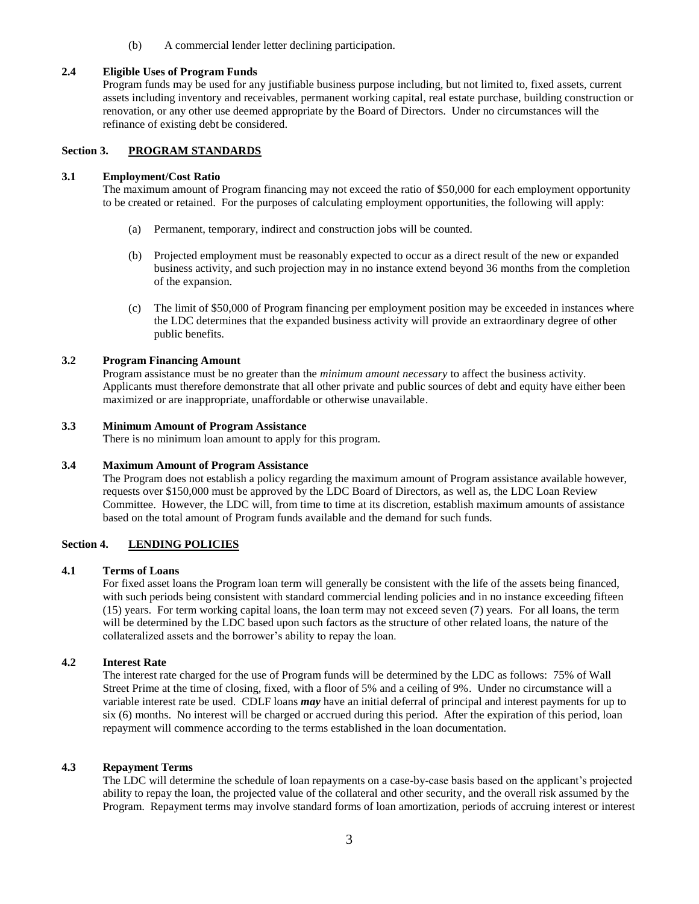(b) A commercial lender letter declining participation.

**2.4 Eligible Uses of Program Funds**

Program funds may be used for any justifiable business purpose including, but not limited to, fixed assets, current assets including inventory and receivables, permanent working capital, real estate purchase, building construction or renovation, or any other use deemed appropriate by the Board of Directors. Under no circumstances will the refinance of existing debt be considered.

## Section 3. PROGRAM STANDARDS

**3.1 Employment/Cost Ratio**

The maximum amount of Program financing may not exceed the ratio of $50,000 for each employment opportunity to be created or retained. For the purposes of calculating employment opportunities, the following will apply:

(a) Permanent, temporary, indirect and construction jobs will be counted.

(b) Projected employment must be reasonably expected to occur as a direct result of the new or expanded business activity, and such projection may in no instance extend beyond 36 months from the completion of the expansion.

(c) The limit of $50,000 of Program financing per employment position may be exceeded in instances where the LDC determines that the expanded business activity will provide an extraordinary degree of other public benefits.

**3.2 Program Financing Amount**

Program assistance must be no greater than the *minimum amount necessary* to affect the business activity. Applicants must therefore demonstrate that all other private and public sources of debt and equity have either been maximized or are inappropriate, unaffordable or otherwise unavailable.

**3.3 Minimum Amount of Program Assistance**

There is no minimum loan amount to apply for this program.

**3.4 Maximum Amount of Program Assistance**

The Program does not establish a policy regarding the maximum amount of Program assistance available however, requests over $150,000 must be approved by the LDC Board of Directors, as well as, the LDC Loan Review Committee. However, the LDC will, from time to time at its discretion, establish maximum amounts of assistance based on the total amount of Program funds available and the demand for such funds.

## Section 4. LENDING POLICIES

**4.1 Terms of Loans**

For fixed asset loans the Program loan term will generally be consistent with the life of the assets being financed, with such periods being consistent with standard commercial lending policies and in no instance exceeding fifteen (15) years. For term working capital loans, the loan term may not exceed seven (7) years. For all loans, the term will be determined by the LDC based upon such factors as the structure of other related loans, the nature of the collateralized assets and the borrower's ability to repay the loan.

**4.2 Interest Rate**

The interest rate charged for the use of Program funds will be determined by the LDC as follows: 75% of Wall Street Prime at the time of closing, fixed, with a floor of 5% and a ceiling of 9%. Under no circumstance will a variable interest rate be used. CDLF loans ***may*** have an initial deferral of principal and interest payments for up to six (6) months. No interest will be charged or accrued during this period. After the expiration of this period, loan repayment will commence according to the terms established in the loan documentation.

**4.3 Repayment Terms**

The LDC will determine the schedule of loan repayments on a case-by-case basis based on the applicant's projected ability to repay the loan, the projected value of the collateral and other security, and the overall risk assumed by the Program. Repayment terms may involve standard forms of loan amortization, periods of accruing interest or interest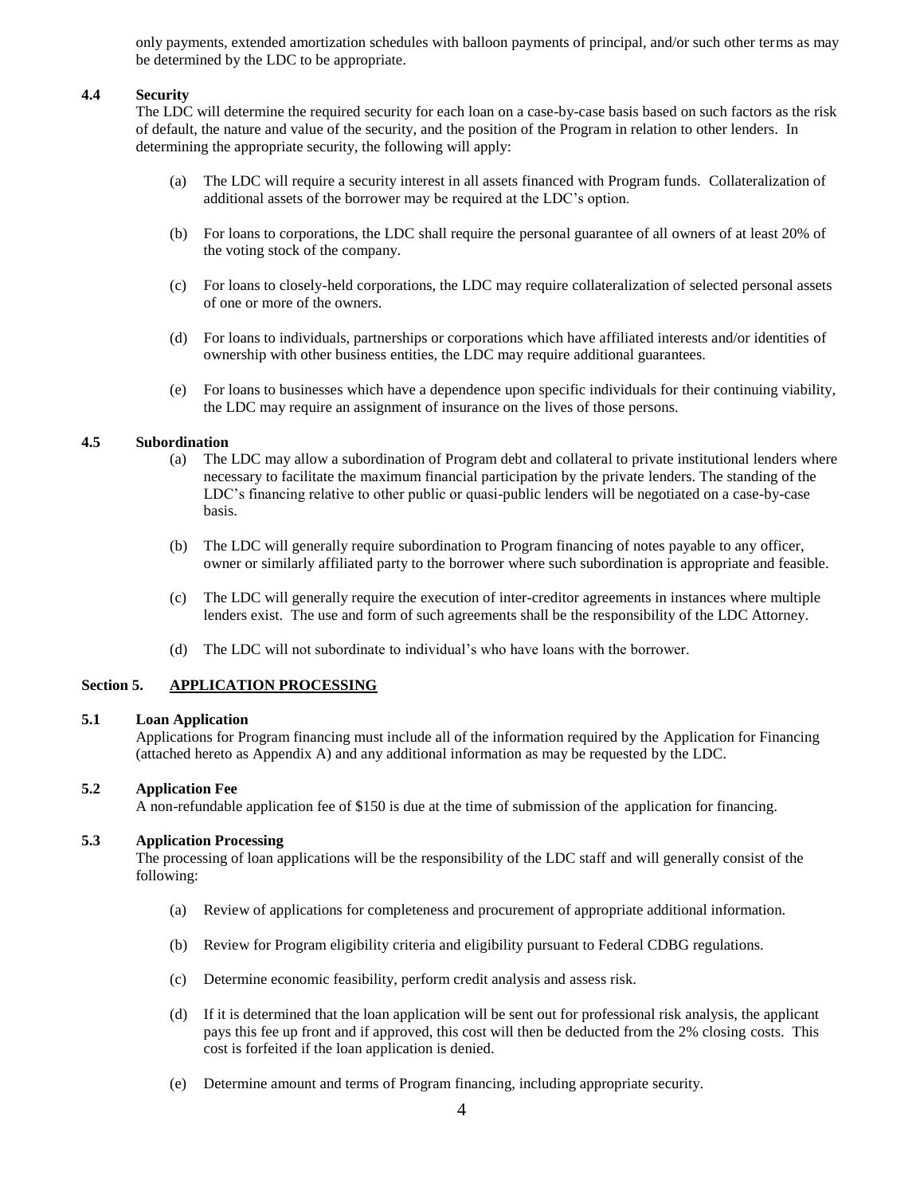only payments, extended amortization schedules with balloon payments of principal, and/or such other terms as may be determined by the LDC to be appropriate.

### 4.4 Security

The LDC will determine the required security for each loan on a case-by-case basis based on such factors as the risk of default, the nature and value of the security, and the position of the Program in relation to other lenders. In determining the appropriate security, the following will apply:

(a) The LDC will require a security interest in all assets financed with Program funds. Collateralization of additional assets of the borrower may be required at the LDC's option.

(b) For loans to corporations, the LDC shall require the personal guarantee of all owners of at least 20% of the voting stock of the company.

(c) For loans to closely-held corporations, the LDC may require collateralization of selected personal assets of one or more of the owners.

(d) For loans to individuals, partnerships or corporations which have affiliated interests and/or identities of ownership with other business entities, the LDC may require additional guarantees.

(e) For loans to businesses which have a dependence upon specific individuals for their continuing viability, the LDC may require an assignment of insurance on the lives of those persons.

### 4.5 Subordination

(a) The LDC may allow a subordination of Program debt and collateral to private institutional lenders where necessary to facilitate the maximum financial participation by the private lenders. The standing of the LDC's financing relative to other public or quasi-public lenders will be negotiated on a case-by-case basis.

(b) The LDC will generally require subordination to Program financing of notes payable to any officer, owner or similarly affiliated party to the borrower where such subordination is appropriate and feasible.

(c) The LDC will generally require the execution of inter-creditor agreements in instances where multiple lenders exist. The use and form of such agreements shall be the responsibility of the LDC Attorney.

(d) The LDC will not subordinate to individual's who have loans with the borrower.

## Section 5. APPLICATION PROCESSING

### 5.1 Loan Application

Applications for Program financing must include all of the information required by the Application for Financing (attached hereto as Appendix A) and any additional information as may be requested by the LDC.

### 5.2 Application Fee

A non-refundable application fee of $150 is due at the time of submission of the application for financing.

### 5.3 Application Processing

The processing of loan applications will be the responsibility of the LDC staff and will generally consist of the following:

(a) Review of applications for completeness and procurement of appropriate additional information.

(b) Review for Program eligibility criteria and eligibility pursuant to Federal CDBG regulations.

(c) Determine economic feasibility, perform credit analysis and assess risk.

(d) If it is determined that the loan application will be sent out for professional risk analysis, the applicant pays this fee up front and if approved, this cost will then be deducted from the 2% closing costs. This cost is forfeited if the loan application is denied.

(e) Determine amount and terms of Program financing, including appropriate security.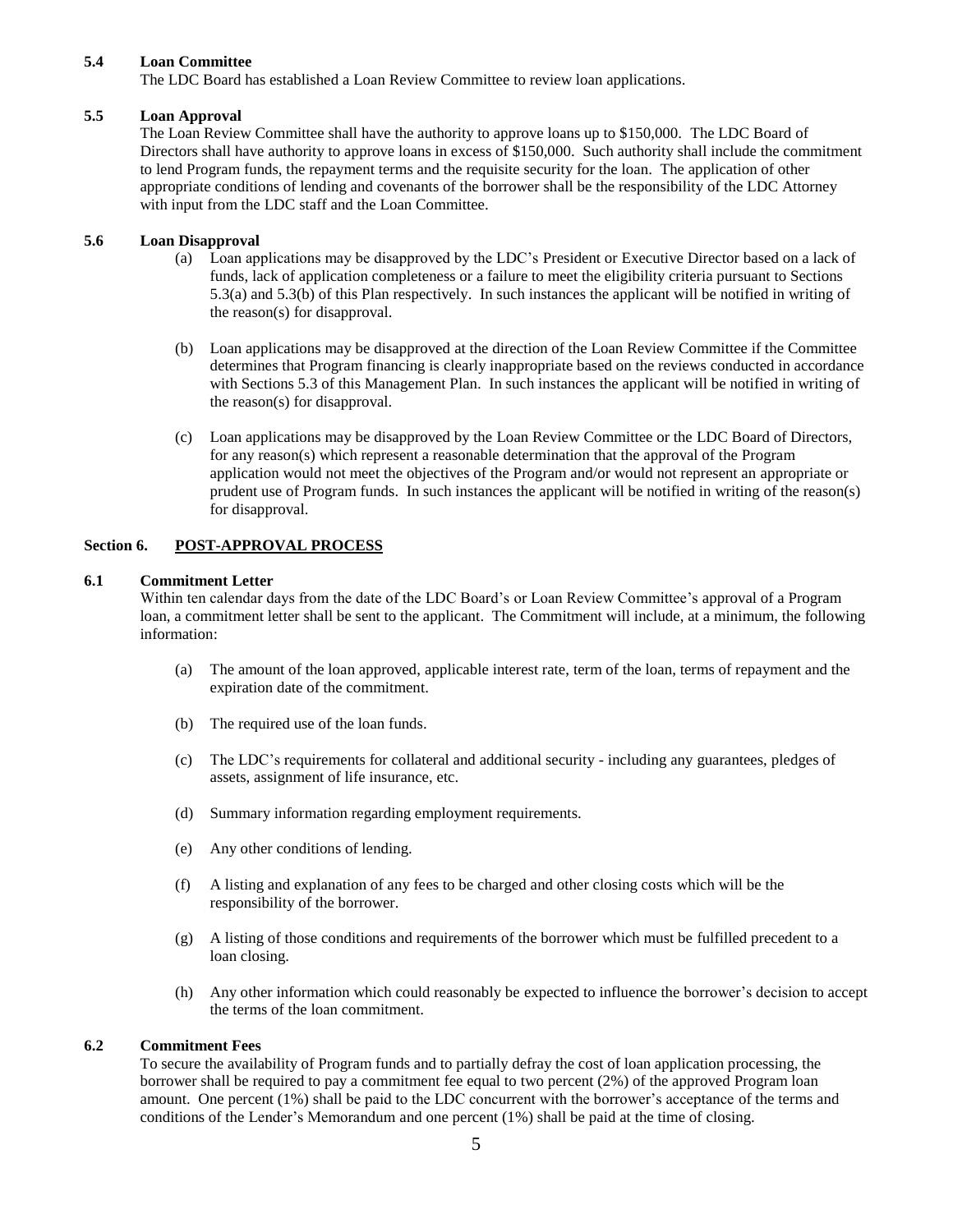### 5.4 Loan Committee

The LDC Board has established a Loan Review Committee to review loan applications.

### 5.5 Loan Approval

The Loan Review Committee shall have the authority to approve loans up to $150,000. The LDC Board of Directors shall have authority to approve loans in excess of $150,000. Such authority shall include the commitment to lend Program funds, the repayment terms and the requisite security for the loan. The application of other appropriate conditions of lending and covenants of the borrower shall be the responsibility of the LDC Attorney with input from the LDC staff and the Loan Committee.

### 5.6 Loan Disapproval

(a) Loan applications may be disapproved by the LDC's President or Executive Director based on a lack of funds, lack of application completeness or a failure to meet the eligibility criteria pursuant to Sections 5.3(a) and 5.3(b) of this Plan respectively. In such instances the applicant will be notified in writing of the reason(s) for disapproval.

(b) Loan applications may be disapproved at the direction of the Loan Review Committee if the Committee determines that Program financing is clearly inappropriate based on the reviews conducted in accordance with Sections 5.3 of this Management Plan. In such instances the applicant will be notified in writing of the reason(s) for disapproval.

(c) Loan applications may be disapproved by the Loan Review Committee or the LDC Board of Directors, for any reason(s) which represent a reasonable determination that the approval of the Program application would not meet the objectives of the Program and/or would not represent an appropriate or prudent use of Program funds. In such instances the applicant will be notified in writing of the reason(s) for disapproval.

## Section 6. POST-APPROVAL PROCESS

### 6.1 Commitment Letter

Within ten calendar days from the date of the LDC Board's or Loan Review Committee's approval of a Program loan, a commitment letter shall be sent to the applicant. The Commitment will include, at a minimum, the following information:

(a) The amount of the loan approved, applicable interest rate, term of the loan, terms of repayment and the expiration date of the commitment.

(b) The required use of the loan funds.

(c) The LDC's requirements for collateral and additional security - including any guarantees, pledges of assets, assignment of life insurance, etc.

(d) Summary information regarding employment requirements.

(e) Any other conditions of lending.

(f) A listing and explanation of any fees to be charged and other closing costs which will be the responsibility of the borrower.

(g) A listing of those conditions and requirements of the borrower which must be fulfilled precedent to a loan closing.

(h) Any other information which could reasonably be expected to influence the borrower's decision to accept the terms of the loan commitment.

### 6.2 Commitment Fees

To secure the availability of Program funds and to partially defray the cost of loan application processing, the borrower shall be required to pay a commitment fee equal to two percent (2%) of the approved Program loan amount. One percent (1%) shall be paid to the LDC concurrent with the borrower's acceptance of the terms and conditions of the Lender's Memorandum and one percent (1%) shall be paid at the time of closing.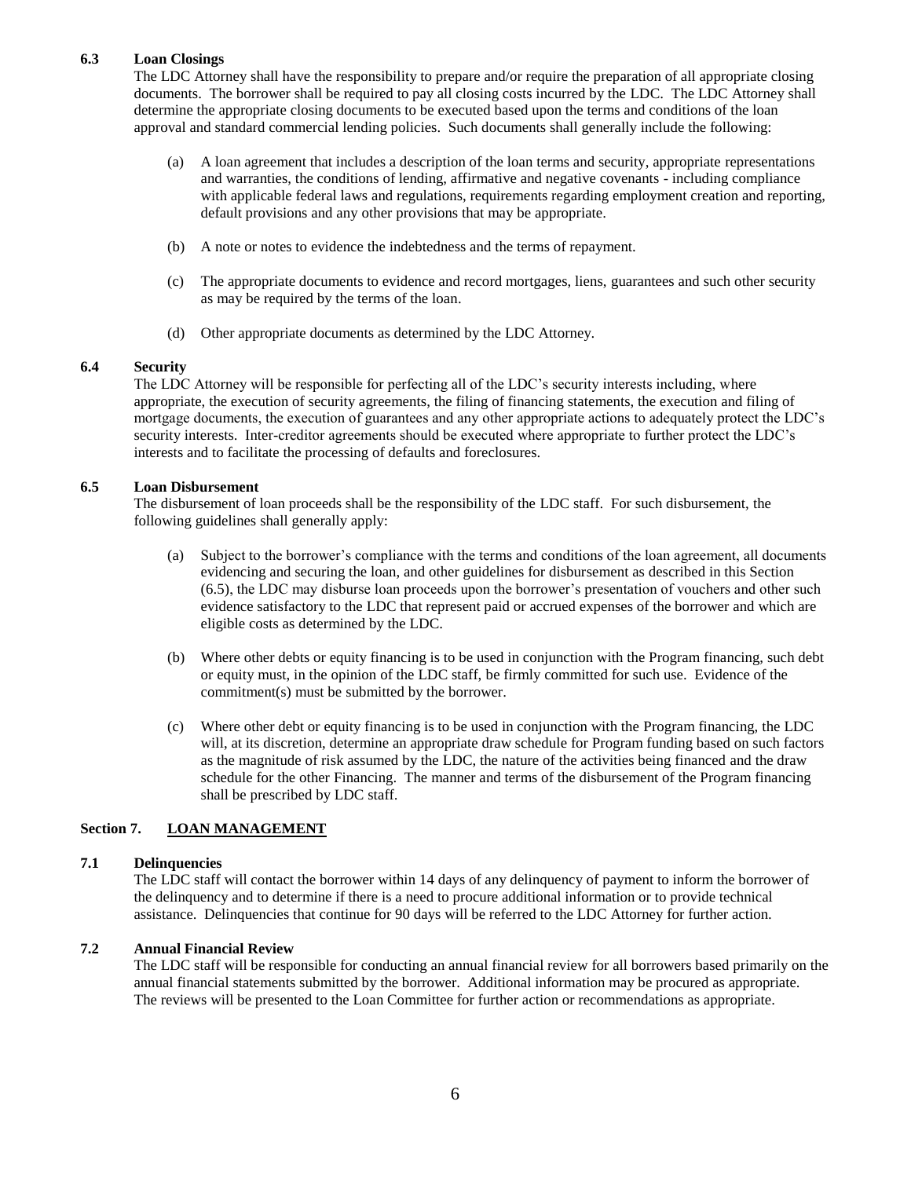### 6.3 Loan Closings

The LDC Attorney shall have the responsibility to prepare and/or require the preparation of all appropriate closing documents. The borrower shall be required to pay all closing costs incurred by the LDC. The LDC Attorney shall determine the appropriate closing documents to be executed based upon the terms and conditions of the loan approval and standard commercial lending policies. Such documents shall generally include the following:

(a) A loan agreement that includes a description of the loan terms and security, appropriate representations and warranties, the conditions of lending, affirmative and negative covenants - including compliance with applicable federal laws and regulations, requirements regarding employment creation and reporting, default provisions and any other provisions that may be appropriate.

(b) A note or notes to evidence the indebtedness and the terms of repayment.

(c) The appropriate documents to evidence and record mortgages, liens, guarantees and such other security as may be required by the terms of the loan.

(d) Other appropriate documents as determined by the LDC Attorney.

### 6.4 Security

The LDC Attorney will be responsible for perfecting all of the LDC's security interests including, where appropriate, the execution of security agreements, the filing of financing statements, the execution and filing of mortgage documents, the execution of guarantees and any other appropriate actions to adequately protect the LDC's security interests. Inter-creditor agreements should be executed where appropriate to further protect the LDC's interests and to facilitate the processing of defaults and foreclosures.

### 6.5 Loan Disbursement

The disbursement of loan proceeds shall be the responsibility of the LDC staff. For such disbursement, the following guidelines shall generally apply:

(a) Subject to the borrower's compliance with the terms and conditions of the loan agreement, all documents evidencing and securing the loan, and other guidelines for disbursement as described in this Section (6.5), the LDC may disburse loan proceeds upon the borrower's presentation of vouchers and other such evidence satisfactory to the LDC that represent paid or accrued expenses of the borrower and which are eligible costs as determined by the LDC.

(b) Where other debts or equity financing is to be used in conjunction with the Program financing, such debt or equity must, in the opinion of the LDC staff, be firmly committed for such use. Evidence of the commitment(s) must be submitted by the borrower.

(c) Where other debt or equity financing is to be used in conjunction with the Program financing, the LDC will, at its discretion, determine an appropriate draw schedule for Program funding based on such factors as the magnitude of risk assumed by the LDC, the nature of the activities being financed and the draw schedule for the other Financing. The manner and terms of the disbursement of the Program financing shall be prescribed by LDC staff.

## Section 7. LOAN MANAGEMENT

### 7.1 Delinquencies

The LDC staff will contact the borrower within 14 days of any delinquency of payment to inform the borrower of the delinquency and to determine if there is a need to procure additional information or to provide technical assistance. Delinquencies that continue for 90 days will be referred to the LDC Attorney for further action.

### 7.2 Annual Financial Review

The LDC staff will be responsible for conducting an annual financial review for all borrowers based primarily on the annual financial statements submitted by the borrower. Additional information may be procured as appropriate. The reviews will be presented to the Loan Committee for further action or recommendations as appropriate.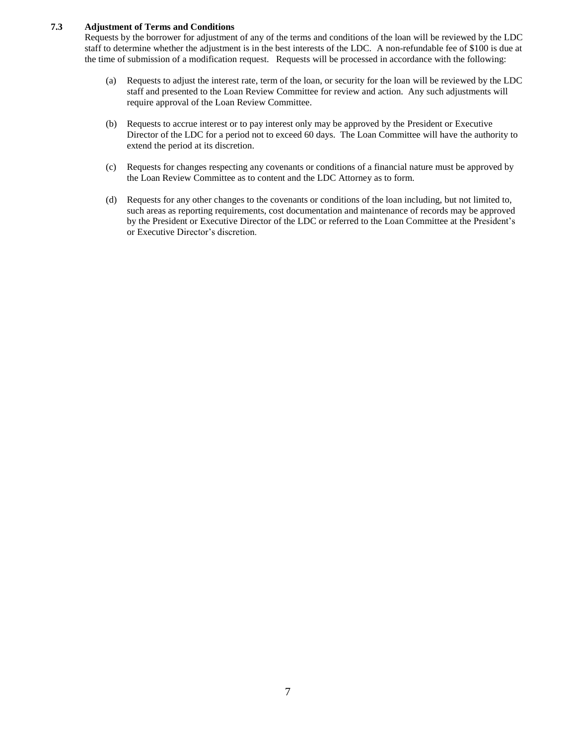### 7.3 Adjustment of Terms and Conditions

Requests by the borrower for adjustment of any of the terms and conditions of the loan will be reviewed by the LDC staff to determine whether the adjustment is in the best interests of the LDC. A non-refundable fee of $100 is due at the time of submission of a modification request. Requests will be processed in accordance with the following:

(a) Requests to adjust the interest rate, term of the loan, or security for the loan will be reviewed by the LDC staff and presented to the Loan Review Committee for review and action. Any such adjustments will require approval of the Loan Review Committee.

(b) Requests to accrue interest or to pay interest only may be approved by the President or Executive Director of the LDC for a period not to exceed 60 days. The Loan Committee will have the authority to extend the period at its discretion.

(c) Requests for changes respecting any covenants or conditions of a financial nature must be approved by the Loan Review Committee as to content and the LDC Attorney as to form.

(d) Requests for any other changes to the covenants or conditions of the loan including, but not limited to, such areas as reporting requirements, cost documentation and maintenance of records may be approved by the President or Executive Director of the LDC or referred to the Loan Committee at the President's or Executive Director's discretion.